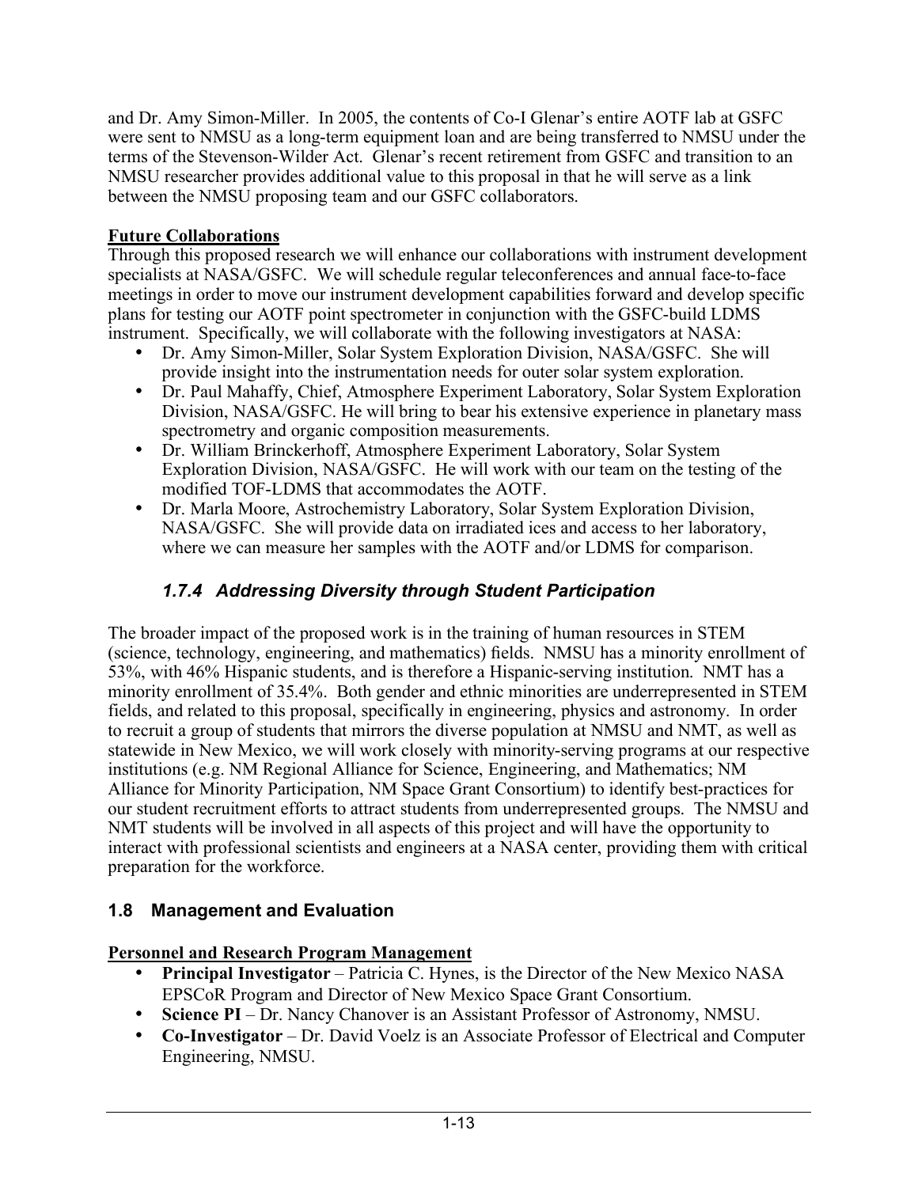and Dr. Amy Simon-Miller. In 2005, the contents of Co-I Glenar's entire AOTF lab at GSFC were sent to NMSU as a long-term equipment loan and are being transferred to NMSU under the terms of the Stevenson-Wilder Act. Glenar's recent retirement from GSFC and transition to an NMSU researcher provides additional value to this proposal in that he will serve as a link between the NMSU proposing team and our GSFC collaborators.

**Future Collaborations**

Through this proposed research we will enhance our collaborations with instrument development specialists at NASA/GSFC. We will schedule regular teleconferences and annual face-to-face meetings in order to move our instrument development capabilities forward and develop specific plans for testing our AOTF point spectrometer in conjunction with the GSFC-build LDMS instrument. Specifically, we will collaborate with the following investigators at NASA:

- Dr. Amy Simon-Miller, Solar System Exploration Division, NASA/GSFC. She will provide insight into the instrumentation needs for outer solar system exploration.
- Dr. Paul Mahaffy, Chief, Atmosphere Experiment Laboratory, Solar System Exploration Division, NASA/GSFC. He will bring to bear his extensive experience in planetary mass spectrometry and organic composition measurements.
- Dr. William Brinckerhoff, Atmosphere Experiment Laboratory, Solar System Exploration Division, NASA/GSFC. He will work with our team on the testing of the modified TOF-LDMS that accommodates the AOTF.
- Dr. Marla Moore, Astrochemistry Laboratory, Solar System Exploration Division, NASA/GSFC. She will provide data on irradiated ices and access to her laboratory, where we can measure her samples with the AOTF and/or LDMS for comparison.

### *1.7.4 Addressing Diversity through Student Participation*

The broader impact of the proposed work is in the training of human resources in STEM (science, technology, engineering, and mathematics) fields. NMSU has a minority enrollment of 53%, with 46% Hispanic students, and is therefore a Hispanic-serving institution. NMT has a minority enrollment of 35.4%. Both gender and ethnic minorities are underrepresented in STEM fields, and related to this proposal, specifically in engineering, physics and astronomy. In order to recruit a group of students that mirrors the diverse population at NMSU and NMT, as well as statewide in New Mexico, we will work closely with minority-serving programs at our respective institutions (e.g. NM Regional Alliance for Science, Engineering, and Mathematics; NM Alliance for Minority Participation, NM Space Grant Consortium) to identify best-practices for our student recruitment efforts to attract students from underrepresented groups. The NMSU and NMT students will be involved in all aspects of this project and will have the opportunity to interact with professional scientists and engineers at a NASA center, providing them with critical preparation for the workforce.

## 1.8 Management and Evaluation

**Personnel and Research Program Management**

- **Principal Investigator** – Patricia C. Hynes, is the Director of the New Mexico NASA EPSCoR Program and Director of New Mexico Space Grant Consortium.
- **Science PI** – Dr. Nancy Chanover is an Assistant Professor of Astronomy, NMSU.
- **Co-Investigator** – Dr. David Voelz is an Associate Professor of Electrical and Computer Engineering, NMSU.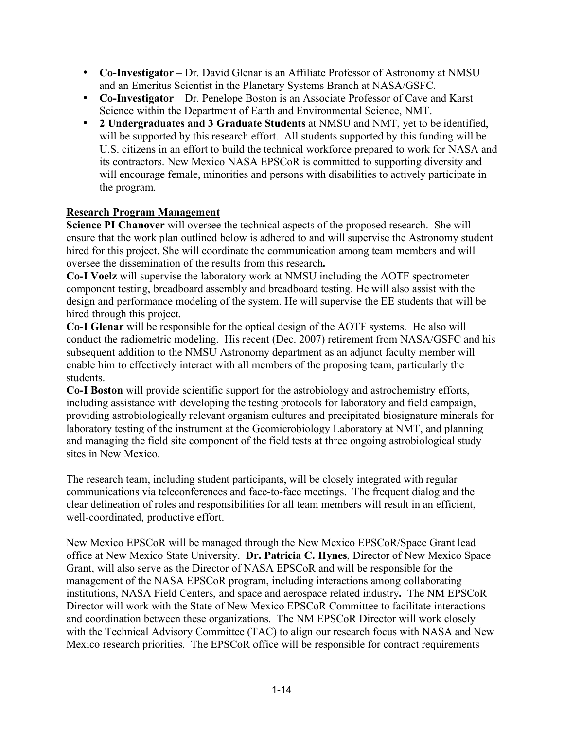- **Co-Investigator** – Dr. David Glenar is an Affiliate Professor of Astronomy at NMSU and an Emeritus Scientist in the Planetary Systems Branch at NASA/GSFC.
- **Co-Investigator** – Dr. Penelope Boston is an Associate Professor of Cave and Karst Science within the Department of Earth and Environmental Science, NMT.
- **2 Undergraduates and 3 Graduate Students** at NMSU and NMT, yet to be identified, will be supported by this research effort. All students supported by this funding will be U.S. citizens in an effort to build the technical workforce prepared to work for NASA and its contractors. New Mexico NASA EPSCoR is committed to supporting diversity and will encourage female, minorities and persons with disabilities to actively participate in the program.

**Research Program Management**

**Science PI Chanover** will oversee the technical aspects of the proposed research. She will ensure that the work plan outlined below is adhered to and will supervise the Astronomy student hired for this project. She will coordinate the communication among team members and will oversee the dissemination of the results from this research**.**

**Co-I Voelz** will supervise the laboratory work at NMSU including the AOTF spectrometer component testing, breadboard assembly and breadboard testing. He will also assist with the design and performance modeling of the system. He will supervise the EE students that will be hired through this project.

**Co-I Glenar** will be responsible for the optical design of the AOTF systems. He also will conduct the radiometric modeling. His recent (Dec. 2007) retirement from NASA/GSFC and his subsequent addition to the NMSU Astronomy department as an adjunct faculty member will enable him to effectively interact with all members of the proposing team, particularly the students.

**Co-I Boston** will provide scientific support for the astrobiology and astrochemistry efforts, including assistance with developing the testing protocols for laboratory and field campaign, providing astrobiologically relevant organism cultures and precipitated biosignature minerals for laboratory testing of the instrument at the Geomicrobiology Laboratory at NMT, and planning and managing the field site component of the field tests at three ongoing astrobiological study sites in New Mexico.

The research team, including student participants, will be closely integrated with regular communications via teleconferences and face-to-face meetings. The frequent dialog and the clear delineation of roles and responsibilities for all team members will result in an efficient, well-coordinated, productive effort.

New Mexico EPSCoR will be managed through the New Mexico EPSCoR/Space Grant lead office at New Mexico State University. **Dr. Patricia C. Hynes**, Director of New Mexico Space Grant, will also serve as the Director of NASA EPSCoR and will be responsible for the management of the NASA EPSCoR program, including interactions among collaborating institutions, NASA Field Centers, and space and aerospace related industry**.** The NM EPSCoR Director will work with the State of New Mexico EPSCoR Committee to facilitate interactions and coordination between these organizations. The NM EPSCoR Director will work closely with the Technical Advisory Committee (TAC) to align our research focus with NASA and New Mexico research priorities. The EPSCoR office will be responsible for contract requirements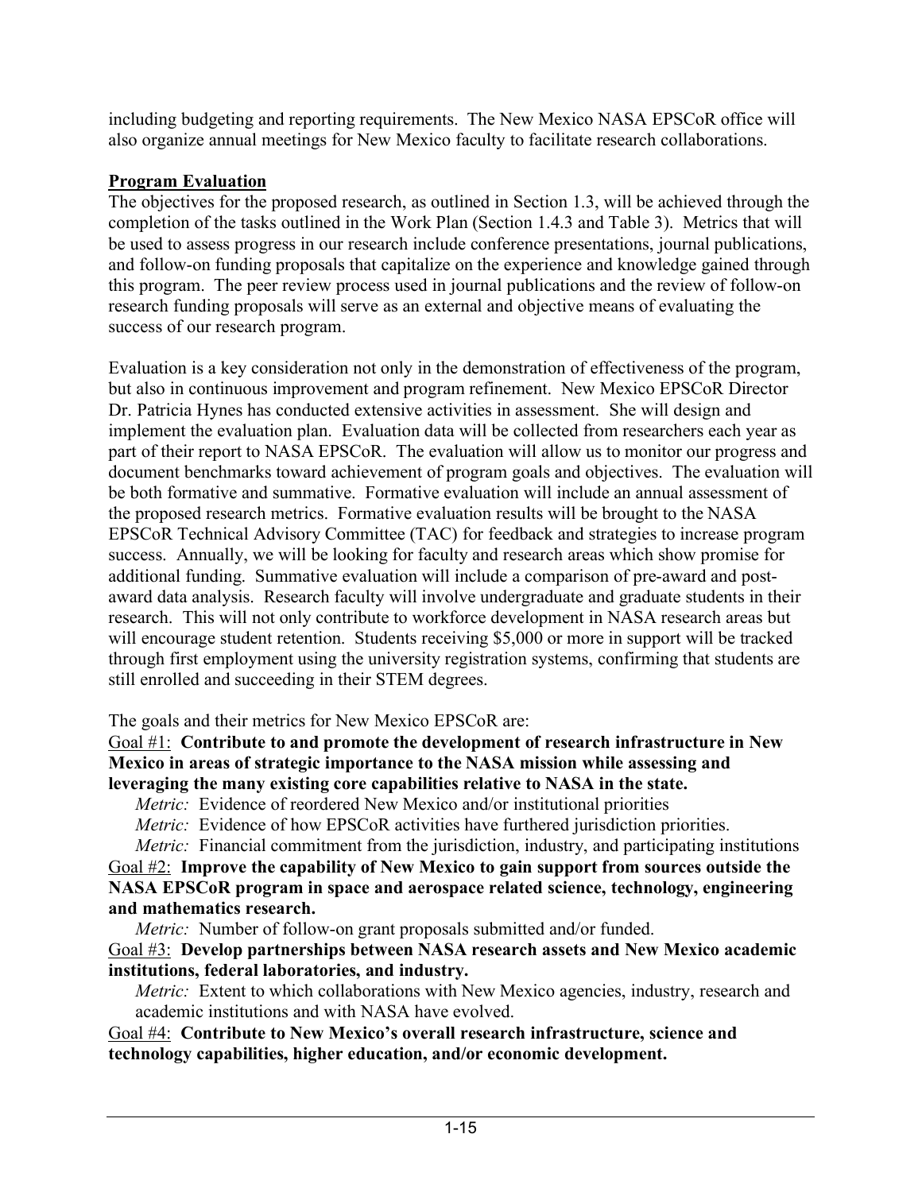including budgeting and reporting requirements. The New Mexico NASA EPSCoR office will also organize annual meetings for New Mexico faculty to facilitate research collaborations.

## Program Evaluation

The objectives for the proposed research, as outlined in Section 1.3, will be achieved through the completion of the tasks outlined in the Work Plan (Section 1.4.3 and Table 3). Metrics that will be used to assess progress in our research include conference presentations, journal publications, and follow-on funding proposals that capitalize on the experience and knowledge gained through this program. The peer review process used in journal publications and the review of follow-on research funding proposals will serve as an external and objective means of evaluating the success of our research program.

Evaluation is a key consideration not only in the demonstration of effectiveness of the program, but also in continuous improvement and program refinement. New Mexico EPSCoR Director Dr. Patricia Hynes has conducted extensive activities in assessment. She will design and implement the evaluation plan. Evaluation data will be collected from researchers each year as part of their report to NASA EPSCoR. The evaluation will allow us to monitor our progress and document benchmarks toward achievement of program goals and objectives. The evaluation will be both formative and summative. Formative evaluation will include an annual assessment of the proposed research metrics. Formative evaluation results will be brought to the NASA EPSCoR Technical Advisory Committee (TAC) for feedback and strategies to increase program success. Annually, we will be looking for faculty and research areas which show promise for additional funding. Summative evaluation will include a comparison of pre-award and post-award data analysis. Research faculty will involve undergraduate and graduate students in their research. This will not only contribute to workforce development in NASA research areas but will encourage student retention. Students receiving $5,000 or more in support will be tracked through first employment using the university registration systems, confirming that students are still enrolled and succeeding in their STEM degrees.

The goals and their metrics for New Mexico EPSCoR are:

Goal #1: **Contribute to and promote the development of research infrastructure in New Mexico in areas of strategic importance to the NASA mission while assessing and leveraging the many existing core capabilities relative to NASA in the state.**

- *Metric:* Evidence of reordered New Mexico and/or institutional priorities
- *Metric:* Evidence of how EPSCoR activities have furthered jurisdiction priorities.
- *Metric:* Financial commitment from the jurisdiction, industry, and participating institutions

Goal #2: **Improve the capability of New Mexico to gain support from sources outside the NASA EPSCoR program in space and aerospace related science, technology, engineering and mathematics research.**

- *Metric:* Number of follow-on grant proposals submitted and/or funded.

Goal #3: **Develop partnerships between NASA research assets and New Mexico academic institutions, federal laboratories, and industry.**

- *Metric:* Extent to which collaborations with New Mexico agencies, industry, research and academic institutions and with NASA have evolved.

Goal #4: **Contribute to New Mexico's overall research infrastructure, science and technology capabilities, higher education, and/or economic development.**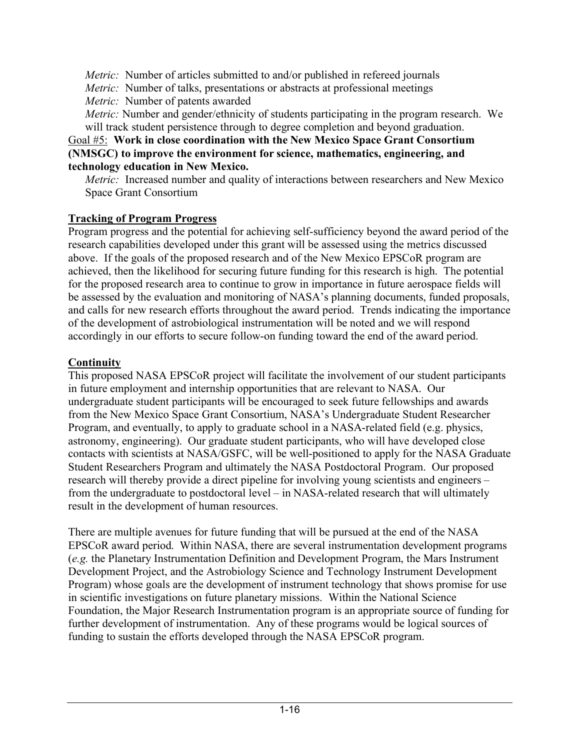*Metric:* Number of articles submitted to and/or published in refereed journals

*Metric:* Number of talks, presentations or abstracts at professional meetings

*Metric:* Number of patents awarded

*Metric:* Number and gender/ethnicity of students participating in the program research. We will track student persistence through to degree completion and beyond graduation.

Goal #5: **Work in close coordination with the New Mexico Space Grant Consortium (NMSGC) to improve the environment for science, mathematics, engineering, and technology education in New Mexico.**

*Metric:* Increased number and quality of interactions between researchers and New Mexico Space Grant Consortium

## Tracking of Program Progress

Program progress and the potential for achieving self-sufficiency beyond the award period of the research capabilities developed under this grant will be assessed using the metrics discussed above. If the goals of the proposed research and of the New Mexico EPSCoR program are achieved, then the likelihood for securing future funding for this research is high. The potential for the proposed research area to continue to grow in importance in future aerospace fields will be assessed by the evaluation and monitoring of NASA's planning documents, funded proposals, and calls for new research efforts throughout the award period. Trends indicating the importance of the development of astrobiological instrumentation will be noted and we will respond accordingly in our efforts to secure follow-on funding toward the end of the award period.

## Continuity

This proposed NASA EPSCoR project will facilitate the involvement of our student participants in future employment and internship opportunities that are relevant to NASA. Our undergraduate student participants will be encouraged to seek future fellowships and awards from the New Mexico Space Grant Consortium, NASA's Undergraduate Student Researcher Program, and eventually, to apply to graduate school in a NASA-related field (e.g. physics, astronomy, engineering). Our graduate student participants, who will have developed close contacts with scientists at NASA/GSFC, will be well-positioned to apply for the NASA Graduate Student Researchers Program and ultimately the NASA Postdoctoral Program. Our proposed research will thereby provide a direct pipeline for involving young scientists and engineers – from the undergraduate to postdoctoral level – in NASA-related research that will ultimately result in the development of human resources.

There are multiple avenues for future funding that will be pursued at the end of the NASA EPSCoR award period. Within NASA, there are several instrumentation development programs (*e.g.* the Planetary Instrumentation Definition and Development Program, the Mars Instrument Development Project, and the Astrobiology Science and Technology Instrument Development Program) whose goals are the development of instrument technology that shows promise for use in scientific investigations on future planetary missions. Within the National Science Foundation, the Major Research Instrumentation program is an appropriate source of funding for further development of instrumentation. Any of these programs would be logical sources of funding to sustain the efforts developed through the NASA EPSCoR program.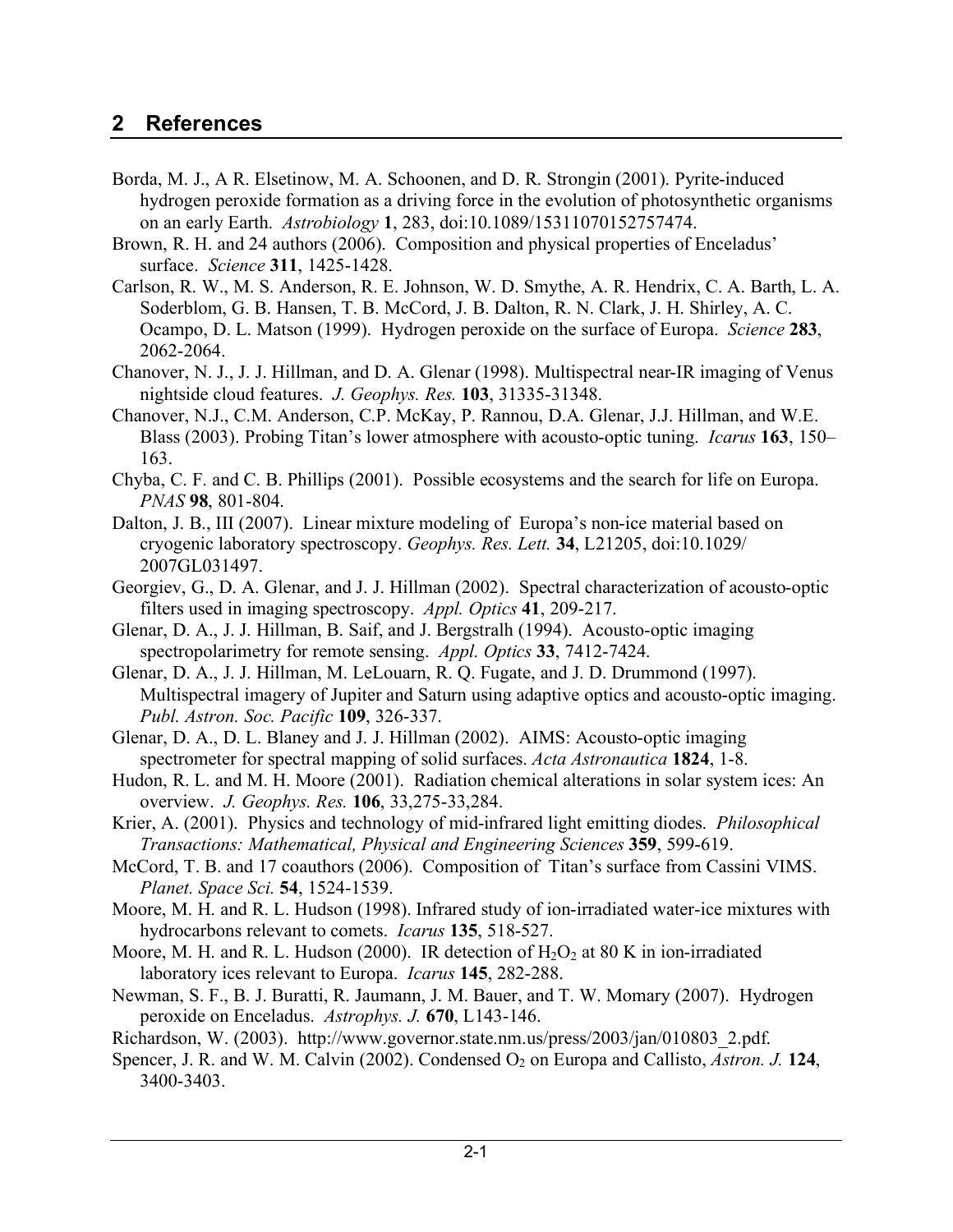## 2 References

Borda, M. J., A R. Elsetinow, M. A. Schoonen, and D. R. Strongin (2001). Pyrite-induced hydrogen peroxide formation as a driving force in the evolution of photosynthetic organisms on an early Earth. *Astrobiology* **1**, 283, doi:10.1089/15311070152757474.

Brown, R. H. and 24 authors (2006). Composition and physical properties of Enceladus' surface. *Science* **311**, 1425-1428.

Carlson, R. W., M. S. Anderson, R. E. Johnson, W. D. Smythe, A. R. Hendrix, C. A. Barth, L. A. Soderblom, G. B. Hansen, T. B. McCord, J. B. Dalton, R. N. Clark, J. H. Shirley, A. C. Ocampo, D. L. Matson (1999). Hydrogen peroxide on the surface of Europa. *Science* **283**, 2062-2064.

Chanover, N. J., J. J. Hillman, and D. A. Glenar (1998). Multispectral near-IR imaging of Venus nightside cloud features. *J. Geophys. Res.* **103**, 31335-31348.

Chanover, N.J., C.M. Anderson, C.P. McKay, P. Rannou, D.A. Glenar, J.J. Hillman, and W.E. Blass (2003). Probing Titan's lower atmosphere with acousto-optic tuning. *Icarus* **163**, 150–163.

Chyba, C. F. and C. B. Phillips (2001). Possible ecosystems and the search for life on Europa. *PNAS* **98**, 801-804.

Dalton, J. B., III (2007). Linear mixture modeling of Europa's non-ice material based on cryogenic laboratory spectroscopy. *Geophys. Res. Lett.* **34**, L21205, doi:10.1029/2007GL031497.

Georgiev, G., D. A. Glenar, and J. J. Hillman (2002). Spectral characterization of acousto-optic filters used in imaging spectroscopy. *Appl. Optics* **41**, 209-217.

Glenar, D. A., J. J. Hillman, B. Saif, and J. Bergstralh (1994). Acousto-optic imaging spectropolarimetry for remote sensing. *Appl. Optics* **33**, 7412-7424.

Glenar, D. A., J. J. Hillman, M. LeLouarn, R. Q. Fugate, and J. D. Drummond (1997). Multispectral imagery of Jupiter and Saturn using adaptive optics and acousto-optic imaging. *Publ. Astron. Soc. Pacific* **109**, 326-337.

Glenar, D. A., D. L. Blaney and J. J. Hillman (2002). AIMS: Acousto-optic imaging spectrometer for spectral mapping of solid surfaces. *Acta Astronautica* **1824**, 1-8.

Hudon, R. L. and M. H. Moore (2001). Radiation chemical alterations in solar system ices: An overview. *J. Geophys. Res.* **106**, 33,275-33,284.

Krier, A. (2001). Physics and technology of mid-infrared light emitting diodes. *Philosophical Transactions: Mathematical, Physical and Engineering Sciences* **359**, 599-619.

McCord, T. B. and 17 coauthors (2006). Composition of Titan's surface from Cassini VIMS. *Planet. Space Sci.* **54**, 1524-1539.

Moore, M. H. and R. L. Hudson (1998). Infrared study of ion-irradiated water-ice mixtures with hydrocarbons relevant to comets. *Icarus* **135**, 518-527.

Moore, M. H. and R. L. Hudson (2000). IR detection of $H_2O_2$ at 80 K in ion-irradiated laboratory ices relevant to Europa. *Icarus* **145**, 282-288.

Newman, S. F., B. J. Buratti, R. Jaumann, J. M. Bauer, and T. W. Momary (2007). Hydrogen peroxide on Enceladus. *Astrophys. J.* **670**, L143-146.

Richardson, W. (2003). http://www.governor.state.nm.us/press/2003/jan/010803_2.pdf.

Spencer, J. R. and W. M. Calvin (2002). Condensed $O_2$ on Europa and Callisto, *Astron. J.* **124**, 3400-3403.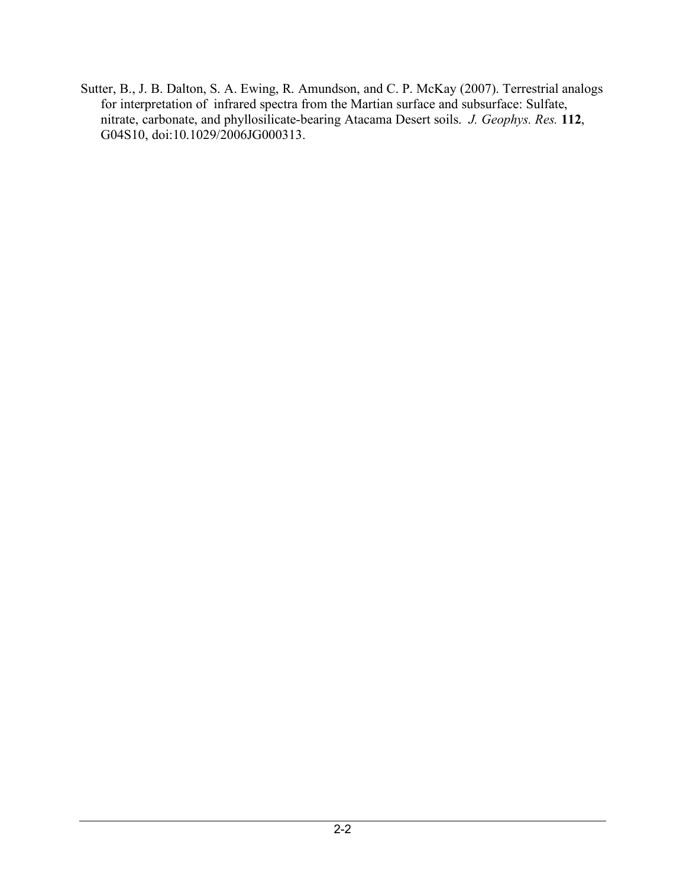Sutter, B., J. B. Dalton, S. A. Ewing, R. Amundson, and C. P. McKay (2007). Terrestrial analogs for interpretation of infrared spectra from the Martian surface and subsurface: Sulfate, nitrate, carbonate, and phyllosilicate-bearing Atacama Desert soils. *J. Geophys. Res.* **112**, G04S10, doi:10.1029/2006JG000313.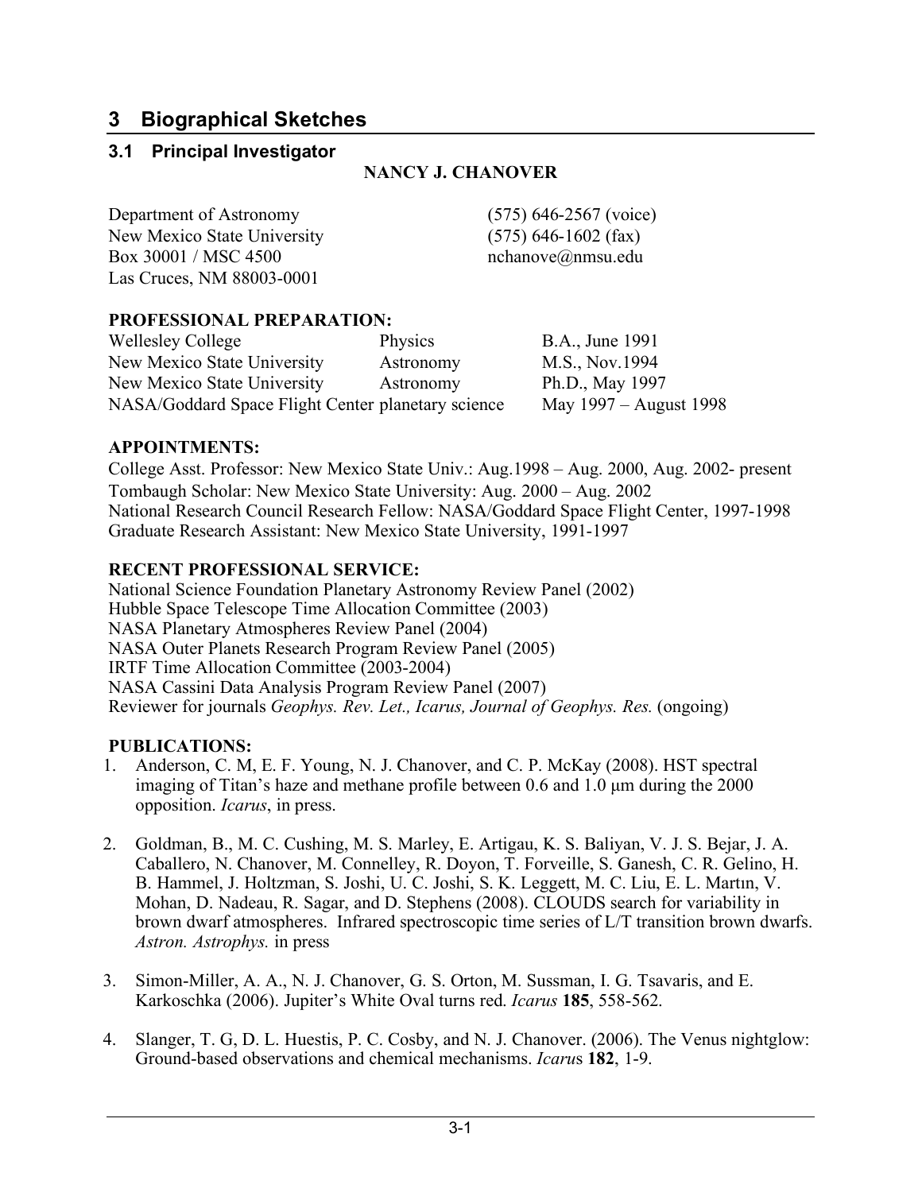# 3 Biographical Sketches

## 3.1 Principal Investigator

**NANCY J. CHANOVER**

Department of Astronomy
New Mexico State University
Box 30001 / MSC 4500
Las Cruces, NM 88003-0001

(575) 646-2567 (voice)
(575) 646-1602 (fax)
nchanove@nmsu.edu

**PROFESSIONAL PREPARATION:**

| | | |
|---|---|---|
| Wellesley College | Physics | B.A., June 1991 |
| New Mexico State University | Astronomy | M.S., Nov.1994 |
| New Mexico State University | Astronomy | Ph.D., May 1997 |
| NASA/Goddard Space Flight Center | planetary science | May 1997 – August 1998 |

**APPOINTMENTS:**

College Asst. Professor: New Mexico State Univ.: Aug.1998 – Aug. 2000, Aug. 2002- present
Tombaugh Scholar: New Mexico State University: Aug. 2000 – Aug. 2002
National Research Council Research Fellow: NASA/Goddard Space Flight Center, 1997-1998
Graduate Research Assistant: New Mexico State University, 1991-1997

**RECENT PROFESSIONAL SERVICE:**

National Science Foundation Planetary Astronomy Review Panel (2002)
Hubble Space Telescope Time Allocation Committee (2003)
NASA Planetary Atmospheres Review Panel (2004)
NASA Outer Planets Research Program Review Panel (2005)
IRTF Time Allocation Committee (2003-2004)
NASA Cassini Data Analysis Program Review Panel (2007)
Reviewer for journals *Geophys. Rev. Let., Icarus, Journal of Geophys. Res.* (ongoing)

**PUBLICATIONS:**

1. Anderson, C. M, E. F. Young, N. J. Chanover, and C. P. McKay (2008). HST spectral imaging of Titan's haze and methane profile between 0.6 and 1.0 μm during the 2000 opposition. *Icarus*, in press.

2. Goldman, B., M. C. Cushing, M. S. Marley, E. Artigau, K. S. Baliyan, V. J. S. Bejar, J. A. Caballero, N. Chanover, M. Connelley, R. Doyon, T. Forveille, S. Ganesh, C. R. Gelino, H. B. Hammel, J. Holtzman, S. Joshi, U. C. Joshi, S. K. Leggett, M. C. Liu, E. L. Martın, V. Mohan, D. Nadeau, R. Sagar, and D. Stephens (2008). CLOUDS search for variability in brown dwarf atmospheres. Infrared spectroscopic time series of L/T transition brown dwarfs. *Astron. Astrophys.* in press

3. Simon-Miller, A. A., N. J. Chanover, G. S. Orton, M. Sussman, I. G. Tsavaris, and E. Karkoschka (2006). Jupiter's White Oval turns red. *Icarus* **185**, 558-562.

4. Slanger, T. G, D. L. Huestis, P. C. Cosby, and N. J. Chanover. (2006). The Venus nightglow: Ground-based observations and chemical mechanisms. *Icarus* **182**, 1-9.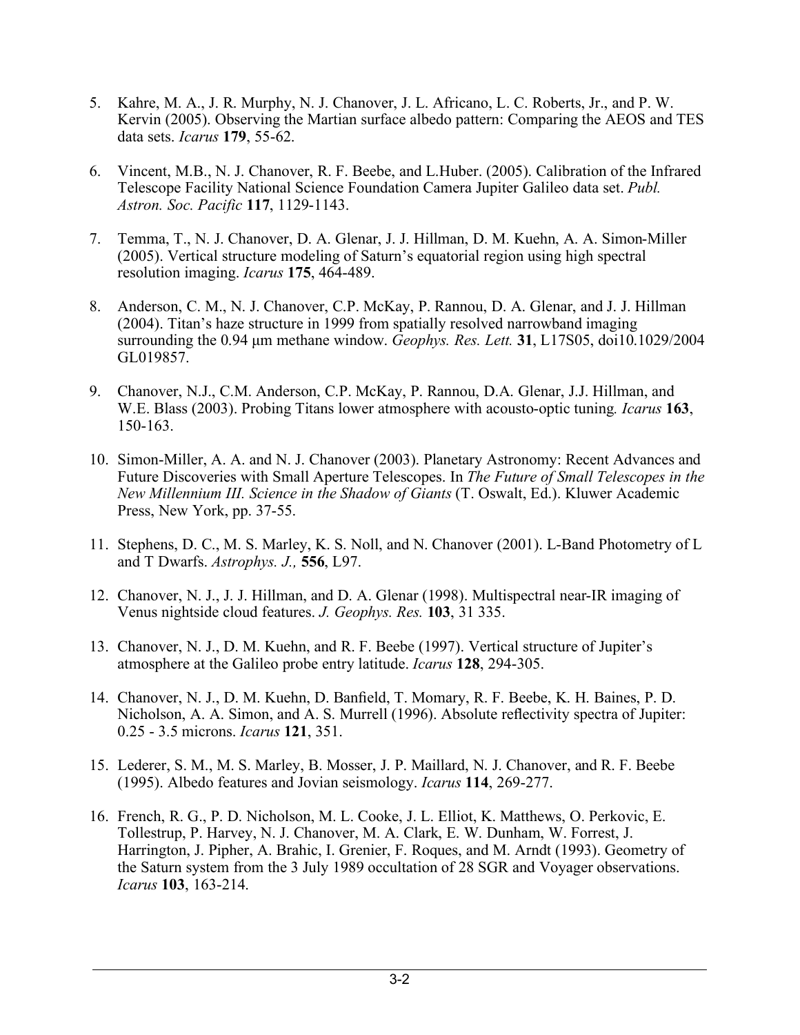5. Kahre, M. A., J. R. Murphy, N. J. Chanover, J. L. Africano, L. C. Roberts, Jr., and P. W. Kervin (2005). Observing the Martian surface albedo pattern: Comparing the AEOS and TES data sets. *Icarus* **179**, 55-62.

6. Vincent, M.B., N. J. Chanover, R. F. Beebe, and L.Huber. (2005). Calibration of the Infrared Telescope Facility National Science Foundation Camera Jupiter Galileo data set. *Publ. Astron. Soc. Pacific* **117**, 1129-1143.

7. Temma, T., N. J. Chanover, D. A. Glenar, J. J. Hillman, D. M. Kuehn, A. A. Simon-Miller (2005). Vertical structure modeling of Saturn's equatorial region using high spectral resolution imaging. *Icarus* **175**, 464-489.

8. Anderson, C. M., N. J. Chanover, C.P. McKay, P. Rannou, D. A. Glenar, and J. J. Hillman (2004). Titan's haze structure in 1999 from spatially resolved narrowband imaging surrounding the 0.94 µm methane window. *Geophys. Res. Lett.* **31**, L17S05, doi10.1029/2004 GL019857.

9. Chanover, N.J., C.M. Anderson, C.P. McKay, P. Rannou, D.A. Glenar, J.J. Hillman, and W.E. Blass (2003). Probing Titans lower atmosphere with acousto-optic tuning. *Icarus* **163**, 150-163.

10. Simon-Miller, A. A. and N. J. Chanover (2003). Planetary Astronomy: Recent Advances and Future Discoveries with Small Aperture Telescopes. In *The Future of Small Telescopes in the New Millennium III. Science in the Shadow of Giants* (T. Oswalt, Ed.). Kluwer Academic Press, New York, pp. 37-55.

11. Stephens, D. C., M. S. Marley, K. S. Noll, and N. Chanover (2001). L-Band Photometry of L and T Dwarfs. *Astrophys. J.,* **556**, L97.

12. Chanover, N. J., J. J. Hillman, and D. A. Glenar (1998). Multispectral near-IR imaging of Venus nightside cloud features. *J. Geophys. Res.* **103**, 31 335.

13. Chanover, N. J., D. M. Kuehn, and R. F. Beebe (1997). Vertical structure of Jupiter's atmosphere at the Galileo probe entry latitude. *Icarus* **128**, 294-305.

14. Chanover, N. J., D. M. Kuehn, D. Banfield, T. Momary, R. F. Beebe, K. H. Baines, P. D. Nicholson, A. A. Simon, and A. S. Murrell (1996). Absolute reflectivity spectra of Jupiter: 0.25 - 3.5 microns. *Icarus* **121**, 351.

15. Lederer, S. M., M. S. Marley, B. Mosser, J. P. Maillard, N. J. Chanover, and R. F. Beebe (1995). Albedo features and Jovian seismology. *Icarus* **114**, 269-277.

16. French, R. G., P. D. Nicholson, M. L. Cooke, J. L. Elliot, K. Matthews, O. Perkovic, E. Tollestrup, P. Harvey, N. J. Chanover, M. A. Clark, E. W. Dunham, W. Forrest, J. Harrington, J. Pipher, A. Brahic, I. Grenier, F. Roques, and M. Arndt (1993). Geometry of the Saturn system from the 3 July 1989 occultation of 28 SGR and Voyager observations. *Icarus* **103**, 163-214.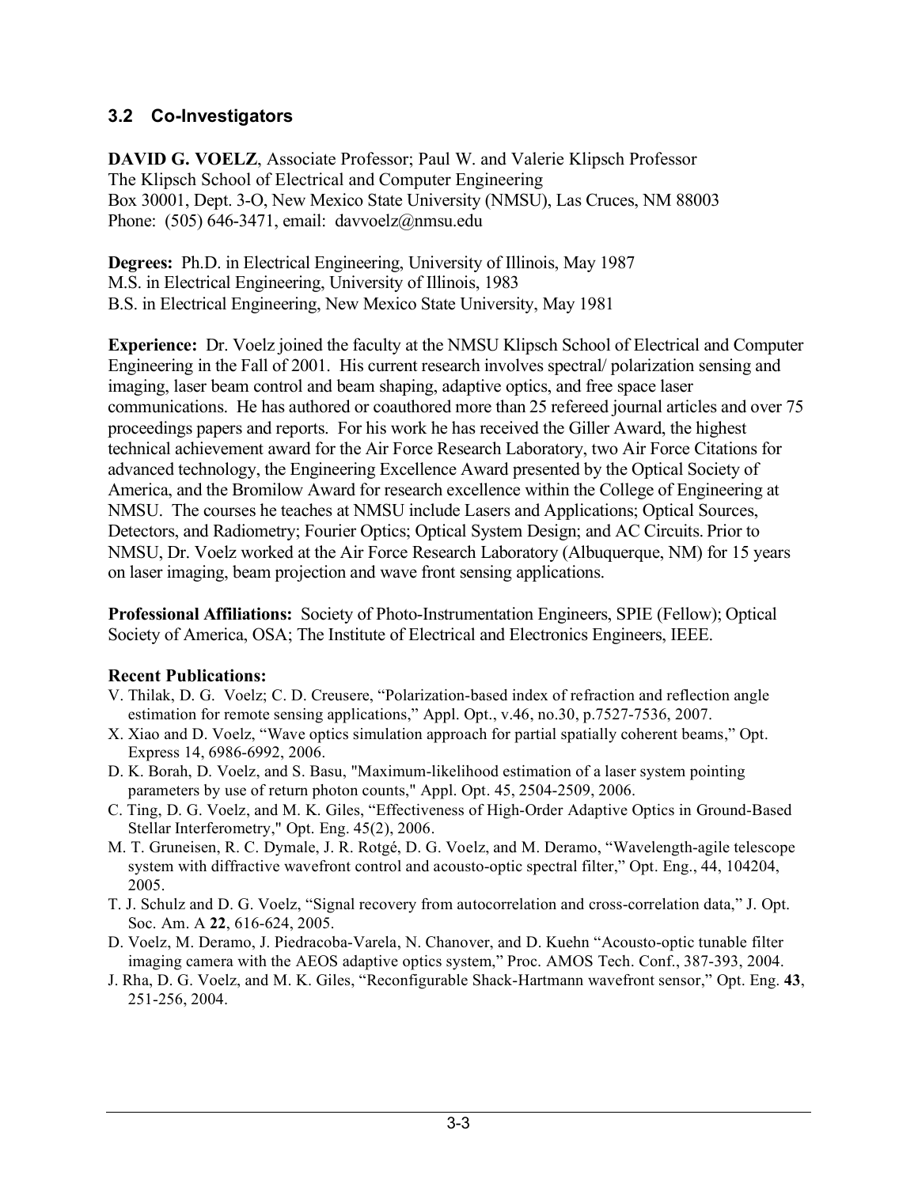## 3.2 Co-Investigators

**DAVID G. VOELZ**, Associate Professor; Paul W. and Valerie Klipsch Professor
The Klipsch School of Electrical and Computer Engineering
Box 30001, Dept. 3-O, New Mexico State University (NMSU), Las Cruces, NM 88003
Phone: (505) 646-3471, email: davvoelz@nmsu.edu

**Degrees:** Ph.D. in Electrical Engineering, University of Illinois, May 1987
M.S. in Electrical Engineering, University of Illinois, 1983
B.S. in Electrical Engineering, New Mexico State University, May 1981

**Experience:** Dr. Voelz joined the faculty at the NMSU Klipsch School of Electrical and Computer Engineering in the Fall of 2001. His current research involves spectral/ polarization sensing and imaging, laser beam control and beam shaping, adaptive optics, and free space laser communications. He has authored or coauthored more than 25 refereed journal articles and over 75 proceedings papers and reports. For his work he has received the Giller Award, the highest technical achievement award for the Air Force Research Laboratory, two Air Force Citations for advanced technology, the Engineering Excellence Award presented by the Optical Society of America, and the Bromilow Award for research excellence within the College of Engineering at NMSU. The courses he teaches at NMSU include Lasers and Applications; Optical Sources, Detectors, and Radiometry; Fourier Optics; Optical System Design; and AC Circuits. Prior to NMSU, Dr. Voelz worked at the Air Force Research Laboratory (Albuquerque, NM) for 15 years on laser imaging, beam projection and wave front sensing applications.

**Professional Affiliations:** Society of Photo-Instrumentation Engineers, SPIE (Fellow); Optical Society of America, OSA; The Institute of Electrical and Electronics Engineers, IEEE.

**Recent Publications:**

- V. Thilak, D. G. Voelz; C. D. Creusere, "Polarization-based index of refraction and reflection angle estimation for remote sensing applications," Appl. Opt., v.46, no.30, p.7527-7536, 2007.
- X. Xiao and D. Voelz, "Wave optics simulation approach for partial spatially coherent beams," Opt. Express 14, 6986-6992, 2006.
- D. K. Borah, D. Voelz, and S. Basu, "Maximum-likelihood estimation of a laser system pointing parameters by use of return photon counts," Appl. Opt. 45, 2504-2509, 2006.
- C. Ting, D. G. Voelz, and M. K. Giles, "Effectiveness of High-Order Adaptive Optics in Ground-Based Stellar Interferometry," Opt. Eng. 45(2), 2006.
- M. T. Gruneisen, R. C. Dymale, J. R. Rotgé, D. G. Voelz, and M. Deramo, "Wavelength-agile telescope system with diffractive wavefront control and acousto-optic spectral filter," Opt. Eng., 44, 104204, 2005.
- T. J. Schulz and D. G. Voelz, "Signal recovery from autocorrelation and cross-correlation data," J. Opt. Soc. Am. A **22**, 616-624, 2005.
- D. Voelz, M. Deramo, J. Piedracoba-Varela, N. Chanover, and D. Kuehn "Acousto-optic tunable filter imaging camera with the AEOS adaptive optics system," Proc. AMOS Tech. Conf., 387-393, 2004.
- J. Rha, D. G. Voelz, and M. K. Giles, "Reconfigurable Shack-Hartmann wavefront sensor," Opt. Eng. **43**, 251-256, 2004.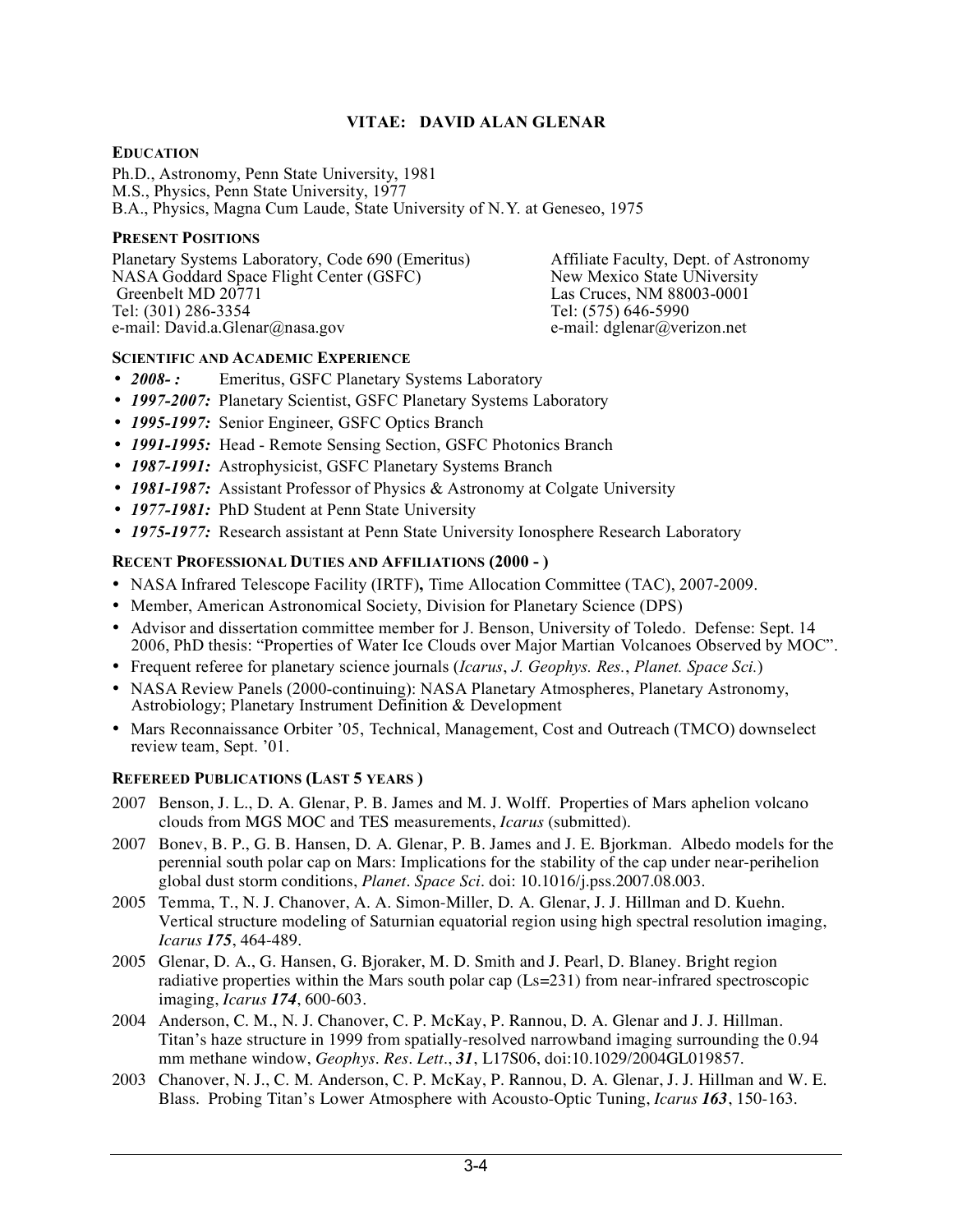# VITAE: DAVID ALAN GLENAR

## EDUCATION

Ph.D., Astronomy, Penn State University, 1981
M.S., Physics, Penn State University, 1977
B.A., Physics, Magna Cum Laude, State University of N.Y. at Geneseo, 1975

## PRESENT POSITIONS

Planetary Systems Laboratory, Code 690 (Emeritus)
NASA Goddard Space Flight Center (GSFC)
Greenbelt MD 20771
Tel: (301) 286-3354
e-mail: David.a.Glenar@nasa.gov

Affiliate Faculty, Dept. of Astronomy
New Mexico State UNiversity
Las Cruces, NM 88003-0001
Tel: (575) 646-5990
e-mail: dglenar@verizon.net

## SCIENTIFIC AND ACADEMIC EXPERIENCE

- ***2008- :*** Emeritus, GSFC Planetary Systems Laboratory
- ***1997-2007:*** Planetary Scientist, GSFC Planetary Systems Laboratory
- ***1995-1997:*** Senior Engineer, GSFC Optics Branch
- ***1991-1995:*** Head - Remote Sensing Section, GSFC Photonics Branch
- ***1987-1991:*** Astrophysicist, GSFC Planetary Systems Branch
- ***1981-1987:*** Assistant Professor of Physics & Astronomy at Colgate University
- ***1977-1981:*** PhD Student at Penn State University
- ***1975-1977:*** Research assistant at Penn State University Ionosphere Research Laboratory

## RECENT PROFESSIONAL DUTIES AND AFFILIATIONS (2000 - )

- NASA Infrared Telescope Facility (IRTF)**,** Time Allocation Committee (TAC), 2007-2009.
- Member, American Astronomical Society, Division for Planetary Science (DPS)
- Advisor and dissertation committee member for J. Benson, University of Toledo. Defense: Sept. 14 2006, PhD thesis: "Properties of Water Ice Clouds over Major Martian Volcanoes Observed by MOC".
- Frequent referee for planetary science journals (*Icarus*, *J. Geophys. Res.*, *Planet. Space Sci.*)
- NASA Review Panels (2000-continuing): NASA Planetary Atmospheres, Planetary Astronomy, Astrobiology; Planetary Instrument Definition & Development
- Mars Reconnaissance Orbiter '05, Technical, Management, Cost and Outreach (TMCO) downselect review team, Sept. '01.

## REFEREED PUBLICATIONS (LAST 5 YEARS )

2007 Benson, J. L., D. A. Glenar, P. B. James and M. J. Wolff. Properties of Mars aphelion volcano clouds from MGS MOC and TES measurements, *Icarus* (submitted).

2007 Bonev, B. P., G. B. Hansen, D. A. Glenar, P. B. James and J. E. Bjorkman. Albedo models for the perennial south polar cap on Mars: Implications for the stability of the cap under near-perihelion global dust storm conditions, *Planet. Space Sci*. doi: 10.1016/j.pss.2007.08.003.

2005 Temma, T., N. J. Chanover, A. A. Simon-Miller, D. A. Glenar, J. J. Hillman and D. Kuehn. Vertical structure modeling of Saturnian equatorial region using high spectral resolution imaging, *Icarus* ***175***, 464-489.

2005 Glenar, D. A., G. Hansen, G. Bjoraker, M. D. Smith and J. Pearl, D. Blaney. Bright region radiative properties within the Mars south polar cap (Ls=231) from near-infrared spectroscopic imaging, *Icarus* ***174***, 600-603.

2004 Anderson, C. M., N. J. Chanover, C. P. McKay, P. Rannou, D. A. Glenar and J. J. Hillman. Titan's haze structure in 1999 from spatially-resolved narrowband imaging surrounding the 0.94 mm methane window, *Geophys. Res. Lett*., ***31***, L17S06, doi:10.1029/2004GL019857.

2003 Chanover, N. J., C. M. Anderson, C. P. McKay, P. Rannou, D. A. Glenar, J. J. Hillman and W. E. Blass. Probing Titan's Lower Atmosphere with Acousto-Optic Tuning, *Icarus* ***163***, 150-163.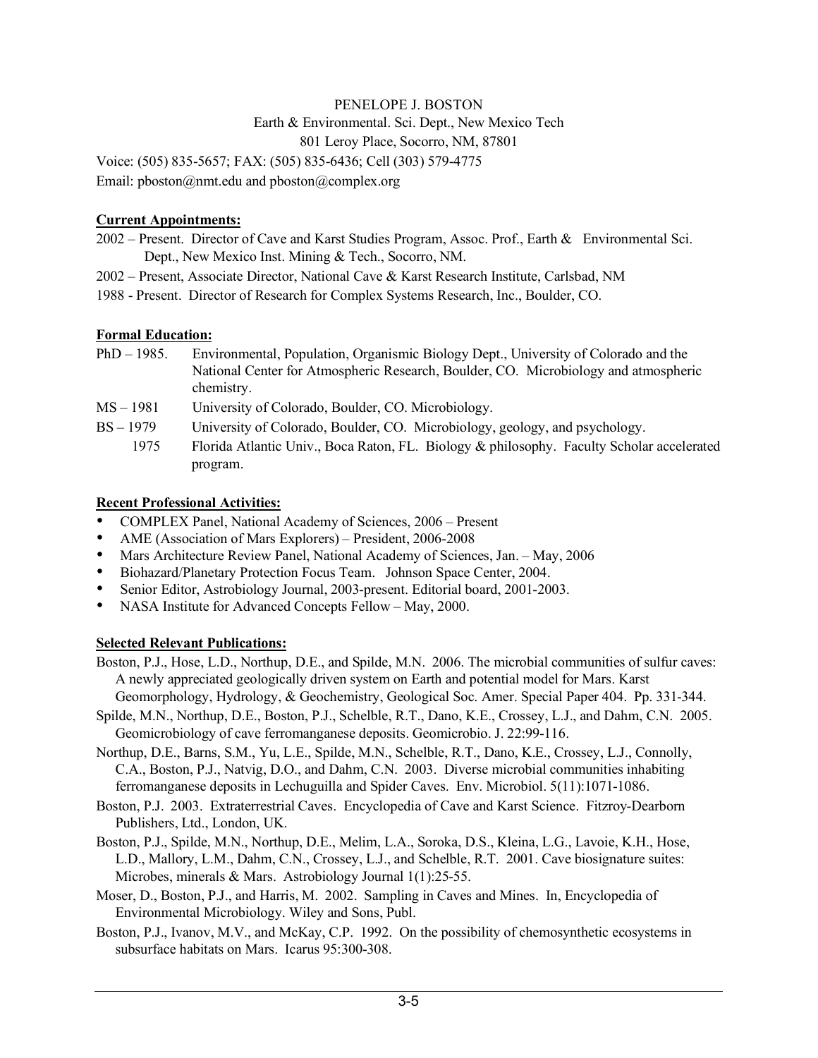PENELOPE J. BOSTON
Earth & Environmental. Sci. Dept., New Mexico Tech
801 Leroy Place, Socorro, NM, 87801

Voice: (505) 835-5657; FAX: (505) 835-6436; Cell (303) 579-4775
Email: pboston@nmt.edu and pboston@complex.org

**Current Appointments:**

2002 – Present. Director of Cave and Karst Studies Program, Assoc. Prof., Earth & Environmental Sci. Dept., New Mexico Inst. Mining & Tech., Socorro, NM.

2002 – Present, Associate Director, National Cave & Karst Research Institute, Carlsbad, NM

1988 - Present. Director of Research for Complex Systems Research, Inc., Boulder, CO.

**Formal Education:**

PhD – 1985. Environmental, Population, Organismic Biology Dept., University of Colorado and the National Center for Atmospheric Research, Boulder, CO. Microbiology and atmospheric chemistry.

MS – 1981 University of Colorado, Boulder, CO. Microbiology.

BS – 1979 University of Colorado, Boulder, CO. Microbiology, geology, and psychology.

1975 Florida Atlantic Univ., Boca Raton, FL. Biology & philosophy. Faculty Scholar accelerated program.

**Recent Professional Activities:**

- COMPLEX Panel, National Academy of Sciences, 2006 – Present
- AME (Association of Mars Explorers) – President, 2006-2008
- Mars Architecture Review Panel, National Academy of Sciences, Jan. – May, 2006
- Biohazard/Planetary Protection Focus Team. Johnson Space Center, 2004.
- Senior Editor, Astrobiology Journal, 2003-present. Editorial board, 2001-2003.
- NASA Institute for Advanced Concepts Fellow – May, 2000.

**Selected Relevant Publications:**

Boston, P.J., Hose, L.D., Northup, D.E., and Spilde, M.N. 2006. The microbial communities of sulfur caves: A newly appreciated geologically driven system on Earth and potential model for Mars. Karst Geomorphology, Hydrology, & Geochemistry, Geological Soc. Amer. Special Paper 404. Pp. 331-344.

Spilde, M.N., Northup, D.E., Boston, P.J., Schelble, R.T., Dano, K.E., Crossey, L.J., and Dahm, C.N. 2005. Geomicrobiology of cave ferromanganese deposits. Geomicrobio. J. 22:99-116.

Northup, D.E., Barns, S.M., Yu, L.E., Spilde, M.N., Schelble, R.T., Dano, K.E., Crossey, L.J., Connolly, C.A., Boston, P.J., Natvig, D.O., and Dahm, C.N. 2003. Diverse microbial communities inhabiting ferromanganese deposits in Lechuguilla and Spider Caves. Env. Microbiol. 5(11):1071-1086.

Boston, P.J. 2003. Extraterrestrial Caves. Encyclopedia of Cave and Karst Science. Fitzroy-Dearborn Publishers, Ltd., London, UK.

Boston, P.J., Spilde, M.N., Northup, D.E., Melim, L.A., Soroka, D.S., Kleina, L.G., Lavoie, K.H., Hose, L.D., Mallory, L.M., Dahm, C.N., Crossey, L.J., and Schelble, R.T. 2001. Cave biosignature suites: Microbes, minerals & Mars. Astrobiology Journal 1(1):25-55.

Moser, D., Boston, P.J., and Harris, M. 2002. Sampling in Caves and Mines. In, Encyclopedia of Environmental Microbiology. Wiley and Sons, Publ.

Boston, P.J., Ivanov, M.V., and McKay, C.P. 1992. On the possibility of chemosynthetic ecosystems in subsurface habitats on Mars. Icarus 95:300-308.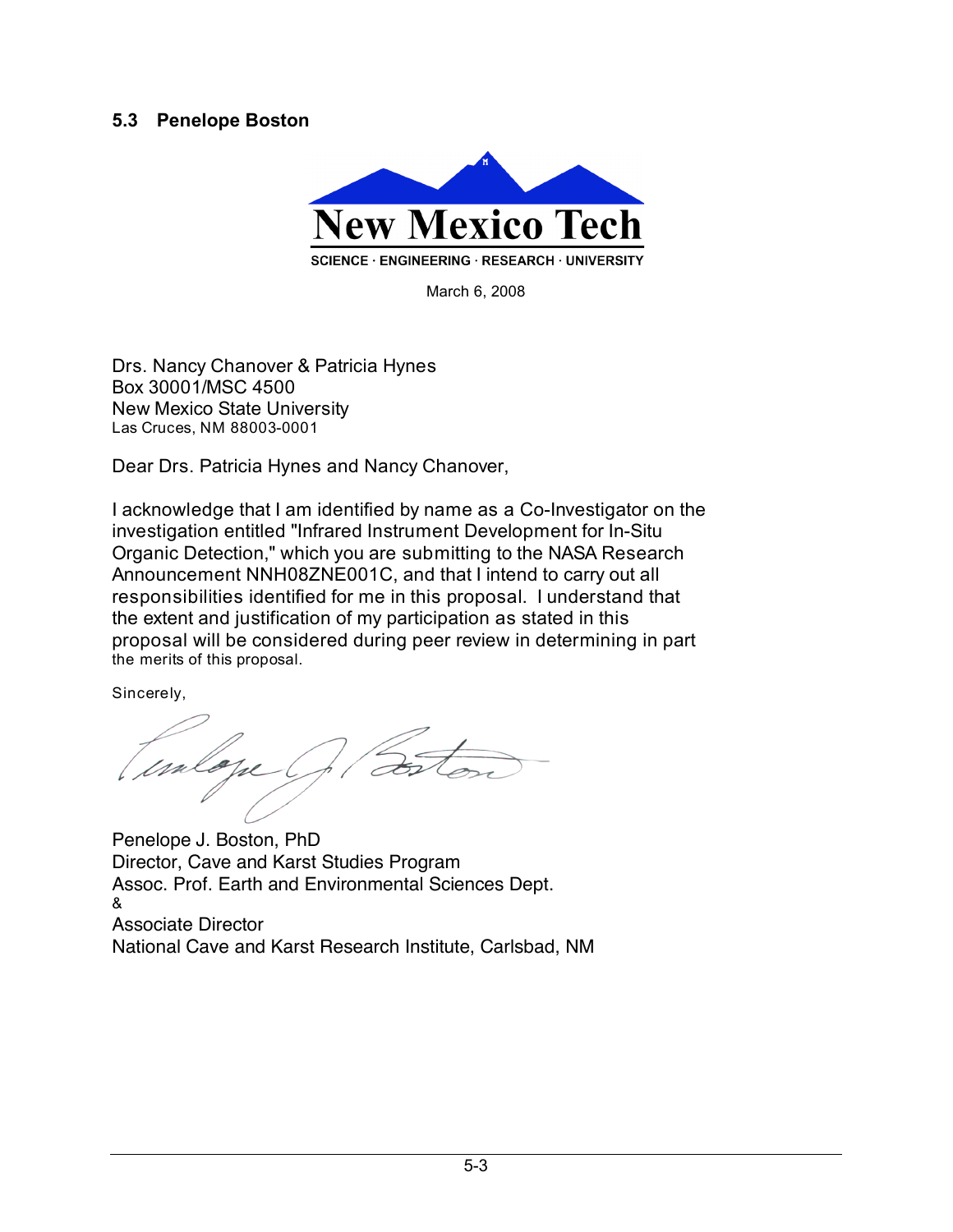### 5.3 Penelope Boston

**New Mexico Tech**

SCIENCE · ENGINEERING · RESEARCH · UNIVERSITY

March 6, 2008

Drs. Nancy Chanover & Patricia Hynes
Box 30001/MSC 4500
New Mexico State University
Las Cruces, NM 88003-0001

Dear Drs. Patricia Hynes and Nancy Chanover,

I acknowledge that I am identified by name as a Co-Investigator on the investigation entitled "Infrared Instrument Development for In-Situ Organic Detection," which you are submitting to the NASA Research Announcement NNH08ZNE001C, and that I intend to carry out all responsibilities identified for me in this proposal. I understand that the extent and justification of my participation as stated in this proposal will be considered during peer review in determining in part the merits of this proposal.

Sincerely,

Penelope J. Boston, PhD
Director, Cave and Karst Studies Program
Assoc. Prof. Earth and Environmental Sciences Dept.
&
Associate Director
National Cave and Karst Research Institute, Carlsbad, NM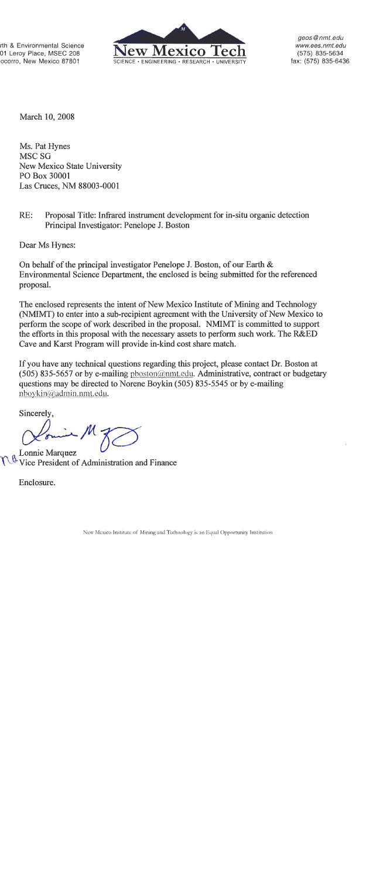rth & Environmental Science
01 Leroy Place, MSEC 208
ocorro, New Mexico 87801

New Mexico Tech
SCIENCE • ENGINEERING • RESEARCH • UNIVERSITY

geos@nmt.edu
www.ees.nmt.edu
(575) 835-5634
fax: (575) 835-6436

March 10, 2008

Ms. Pat Hynes
MSC SG
New Mexico State University
PO Box 30001
Las Cruces, NM 88003-0001

RE: Proposal Title: Infrared instrument development for in-situ organic detection
Principal Investigator: Penelope J. Boston

Dear Ms Hynes:

On behalf of the principal investigator Penelope J. Boston, of our Earth & Environmental Science Department, the enclosed is being submitted for the referenced proposal.

The enclosed represents the intent of New Mexico Institute of Mining and Technology (NMIMT) to enter into a sub-recipient agreement with the University of New Mexico to perform the scope of work described in the proposal. NMIMT is committed to support the efforts in this proposal with the necessary assets to perform such work. The R&ED Cave and Karst Program will provide in-kind cost share match.

If you have any technical questions regarding this project, please contact Dr. Boston at (505) 835-5657 or by e-mailing pboston@nmt.edu. Administrative, contract or budgetary questions may be directed to Norene Boykin (505) 835-5545 or by e-mailing nboykin@admin.nmt.edu.

Sincerely,

Lonnie Marquez
Vice President of Administration and Finance

Enclosure.

New Mexico Institute of Mining and Technology is an Equal Opportunity Institution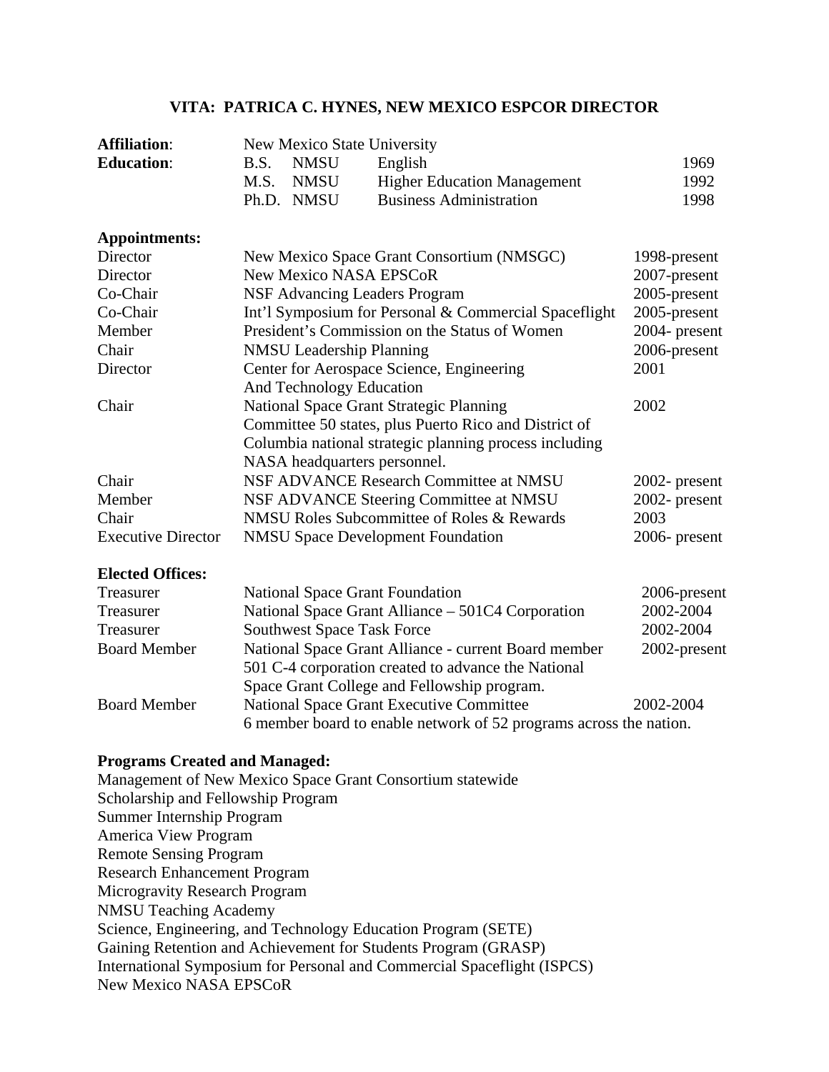# VITA: PATRICA C. HYNES, NEW MEXICO ESPCOR DIRECTOR

| | | | |
|---|---|---|---|
| **Affiliation**: | New Mexico State University | | |
| **Education**: | B.S. NMSU | English | 1969 |
| | M.S. NMSU | Higher Education Management | 1992 |
| | Ph.D. NMSU | Business Administration | 1998 |

**Appointments:**

| | | |
|---|---|---|
| Director | New Mexico Space Grant Consortium (NMSGC) | 1998-present |
| Director | New Mexico NASA EPSCoR | 2007-present |
| Co-Chair | NSF Advancing Leaders Program | 2005-present |
| Co-Chair | Int'l Symposium for Personal & Commercial Spaceflight | 2005-present |
| Member | President's Commission on the Status of Women | 2004- present |
| Chair | NMSU Leadership Planning | 2006-present |
| Director | Center for Aerospace Science, Engineering And Technology Education | 2001 |
| Chair | National Space Grant Strategic Planning Committee 50 states, plus Puerto Rico and District of Columbia national strategic planning process including NASA headquarters personnel. | 2002 |
| Chair | NSF ADVANCE Research Committee at NMSU | 2002- present |
| Member | NSF ADVANCE Steering Committee at NMSU | 2002- present |
| Chair | NMSU Roles Subcommittee of Roles & Rewards | 2003 |
| Executive Director | NMSU Space Development Foundation | 2006- present |

**Elected Offices:**

| | | |
|---|---|---|
| Treasurer | National Space Grant Foundation | 2006-present |
| Treasurer | National Space Grant Alliance – 501C4 Corporation | 2002-2004 |
| Treasurer | Southwest Space Task Force | 2002-2004 |
| Board Member | National Space Grant Alliance - current Board member 501 C-4 corporation created to advance the National Space Grant College and Fellowship program. | 2002-present |
| Board Member | National Space Grant Executive Committee 6 member board to enable network of 52 programs across the nation. | 2002-2004 |

**Programs Created and Managed:**

Management of New Mexico Space Grant Consortium statewide
Scholarship and Fellowship Program
Summer Internship Program
America View Program
Remote Sensing Program
Research Enhancement Program
Microgravity Research Program
NMSU Teaching Academy
Science, Engineering, and Technology Education Program (SETE)
Gaining Retention and Achievement for Students Program (GRASP)
International Symposium for Personal and Commercial Spaceflight (ISPCS)
New Mexico NASA EPSCoR